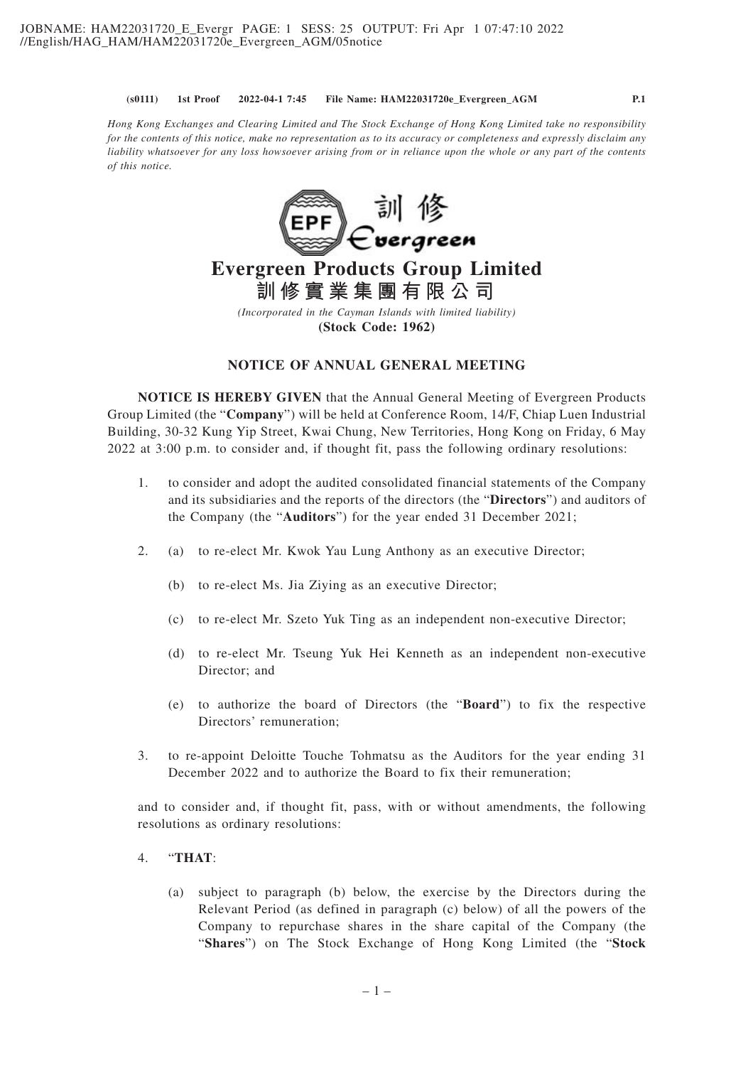*Hong Kong Exchanges and Clearing Limited and The Stock Exchange of Hong Kong Limited take no responsibility for the contents of this notice, make no representation as to its accuracy or completeness and expressly disclaim any liability whatsoever for any loss howsoever arising from or in reliance upon the whole or any part of the contents of this notice.*

# Evergreen Products Group Limited

# 訓修實業集團有限公司

*(Incorporated in the Cayman Islands with limited liability)*

**(Stock Code: 1962)**

## NOTICE OF ANNUAL GENERAL MEETING

**NOTICE IS HEREBY GIVEN** that the Annual General Meeting of Evergreen Products Group Limited (the "**Company**") will be held at Conference Room, 14/F, Chiap Luen Industrial Building, 30-32 Kung Yip Street, Kwai Chung, New Territories, Hong Kong on Friday, 6 May 2022 at 3:00 p.m. to consider and, if thought fit, pass the following ordinary resolutions:

1. to consider and adopt the audited consolidated financial statements of the Company and its subsidiaries and the reports of the directors (the "**Directors**") and auditors of the Company (the "**Auditors**") for the year ended 31 December 2021;

2. (a) to re-elect Mr. Kwok Yau Lung Anthony as an executive Director;

   (b) to re-elect Ms. Jia Ziying as an executive Director;

   (c) to re-elect Mr. Szeto Yuk Ting as an independent non-executive Director;

   (d) to re-elect Mr. Tseung Yuk Hei Kenneth as an independent non-executive Director; and

   (e) to authorize the board of Directors (the "**Board**") to fix the respective Directors' remuneration;

3. to re-appoint Deloitte Touche Tohmatsu as the Auditors for the year ending 31 December 2022 and to authorize the Board to fix their remuneration;

and to consider and, if thought fit, pass, with or without amendments, the following resolutions as ordinary resolutions:

4. "**THAT**:

   (a) subject to paragraph (b) below, the exercise by the Directors during the Relevant Period (as defined in paragraph (c) below) of all the powers of the Company to repurchase shares in the share capital of the Company (the "**Shares**") on The Stock Exchange of Hong Kong Limited (the "**Stock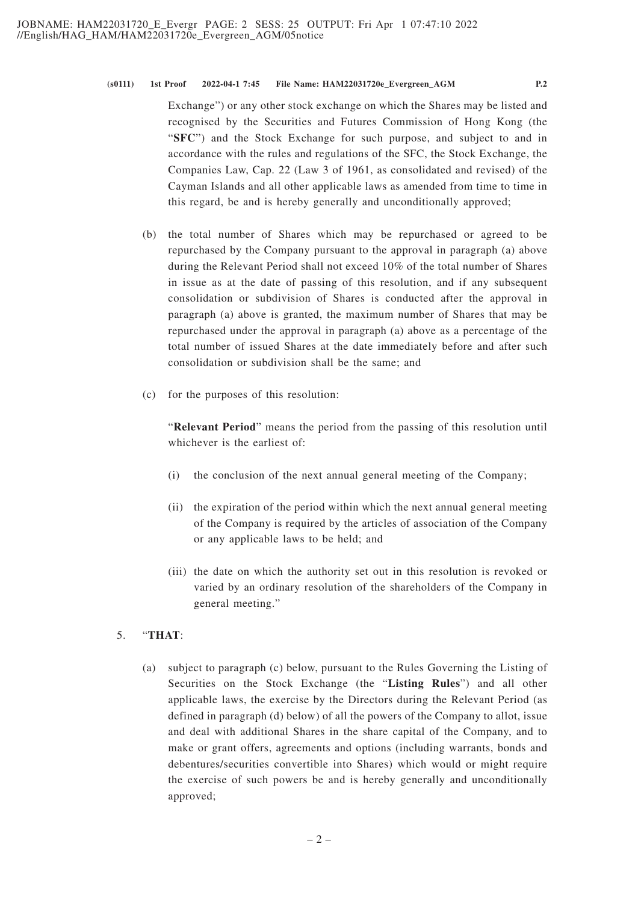Exchange") or any other stock exchange on which the Shares may be listed and recognised by the Securities and Futures Commission of Hong Kong (the "**SFC**") and the Stock Exchange for such purpose, and subject to and in accordance with the rules and regulations of the SFC, the Stock Exchange, the Companies Law, Cap. 22 (Law 3 of 1961, as consolidated and revised) of the Cayman Islands and all other applicable laws as amended from time to time in this regard, be and is hereby generally and unconditionally approved;

(b) the total number of Shares which may be repurchased or agreed to be repurchased by the Company pursuant to the approval in paragraph (a) above during the Relevant Period shall not exceed 10% of the total number of Shares in issue as at the date of passing of this resolution, and if any subsequent consolidation or subdivision of Shares is conducted after the approval in paragraph (a) above is granted, the maximum number of Shares that may be repurchased under the approval in paragraph (a) above as a percentage of the total number of issued Shares at the date immediately before and after such consolidation or subdivision shall be the same; and

(c) for the purposes of this resolution:

"**Relevant Period**" means the period from the passing of this resolution until whichever is the earliest of:

(i) the conclusion of the next annual general meeting of the Company;

(ii) the expiration of the period within which the next annual general meeting of the Company is required by the articles of association of the Company or any applicable laws to be held; and

(iii) the date on which the authority set out in this resolution is revoked or varied by an ordinary resolution of the shareholders of the Company in general meeting."

5. "**THAT**:

(a) subject to paragraph (c) below, pursuant to the Rules Governing the Listing of Securities on the Stock Exchange (the "**Listing Rules**") and all other applicable laws, the exercise by the Directors during the Relevant Period (as defined in paragraph (d) below) of all the powers of the Company to allot, issue and deal with additional Shares in the share capital of the Company, and to make or grant offers, agreements and options (including warrants, bonds and debentures/securities convertible into Shares) which would or might require the exercise of such powers be and is hereby generally and unconditionally approved;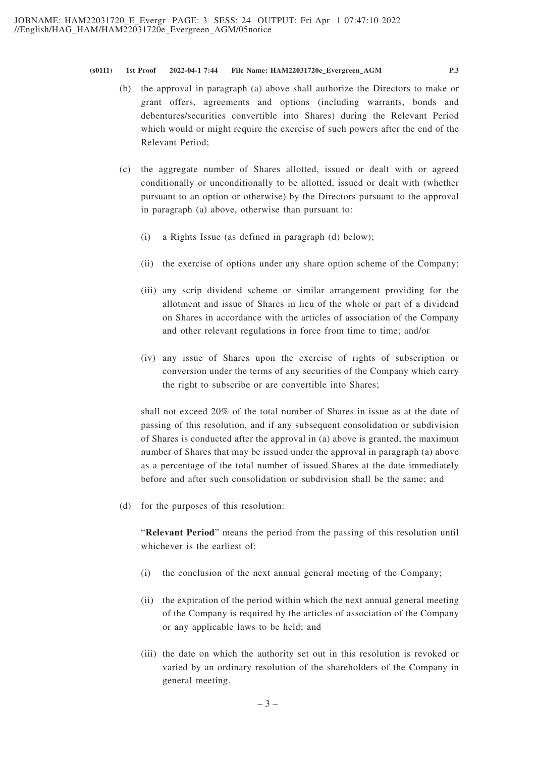(b) the approval in paragraph (a) above shall authorize the Directors to make or grant offers, agreements and options (including warrants, bonds and debentures/securities convertible into Shares) during the Relevant Period which would or might require the exercise of such powers after the end of the Relevant Period;

(c) the aggregate number of Shares allotted, issued or dealt with or agreed conditionally or unconditionally to be allotted, issued or dealt with (whether pursuant to an option or otherwise) by the Directors pursuant to the approval in paragraph (a) above, otherwise than pursuant to:

(i) a Rights Issue (as defined in paragraph (d) below);

(ii) the exercise of options under any share option scheme of the Company;

(iii) any scrip dividend scheme or similar arrangement providing for the allotment and issue of Shares in lieu of the whole or part of a dividend on Shares in accordance with the articles of association of the Company and other relevant regulations in force from time to time; and/or

(iv) any issue of Shares upon the exercise of rights of subscription or conversion under the terms of any securities of the Company which carry the right to subscribe or are convertible into Shares;

shall not exceed 20% of the total number of Shares in issue as at the date of passing of this resolution, and if any subsequent consolidation or subdivision of Shares is conducted after the approval in (a) above is granted, the maximum number of Shares that may be issued under the approval in paragraph (a) above as a percentage of the total number of issued Shares at the date immediately before and after such consolidation or subdivision shall be the same; and

(d) for the purposes of this resolution:

"**Relevant Period**" means the period from the passing of this resolution until whichever is the earliest of:

(i) the conclusion of the next annual general meeting of the Company;

(ii) the expiration of the period within which the next annual general meeting of the Company is required by the articles of association of the Company or any applicable laws to be held; and

(iii) the date on which the authority set out in this resolution is revoked or varied by an ordinary resolution of the shareholders of the Company in general meeting.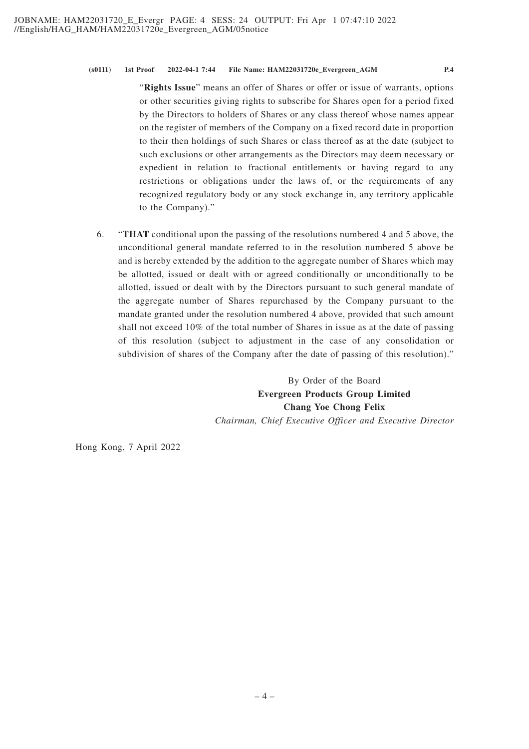"**Rights Issue**" means an offer of Shares or offer or issue of warrants, options or other securities giving rights to subscribe for Shares open for a period fixed by the Directors to holders of Shares or any class thereof whose names appear on the register of members of the Company on a fixed record date in proportion to their then holdings of such Shares or class thereof as at the date (subject to such exclusions or other arrangements as the Directors may deem necessary or expedient in relation to fractional entitlements or having regard to any restrictions or obligations under the laws of, or the requirements of any recognized regulatory body or any stock exchange in, any territory applicable to the Company)."

6. "**THAT** conditional upon the passing of the resolutions numbered 4 and 5 above, the unconditional general mandate referred to in the resolution numbered 5 above be and is hereby extended by the addition to the aggregate number of Shares which may be allotted, issued or dealt with or agreed conditionally or unconditionally to be allotted, issued or dealt with by the Directors pursuant to such general mandate of the aggregate number of Shares repurchased by the Company pursuant to the mandate granted under the resolution numbered 4 above, provided that such amount shall not exceed 10% of the total number of Shares in issue as at the date of passing of this resolution (subject to adjustment in the case of any consolidation or subdivision of shares of the Company after the date of passing of this resolution)."

By Order of the Board
**Evergreen Products Group Limited**
**Chang Yoe Chong Felix**
*Chairman, Chief Executive Officer and Executive Director*

Hong Kong, 7 April 2022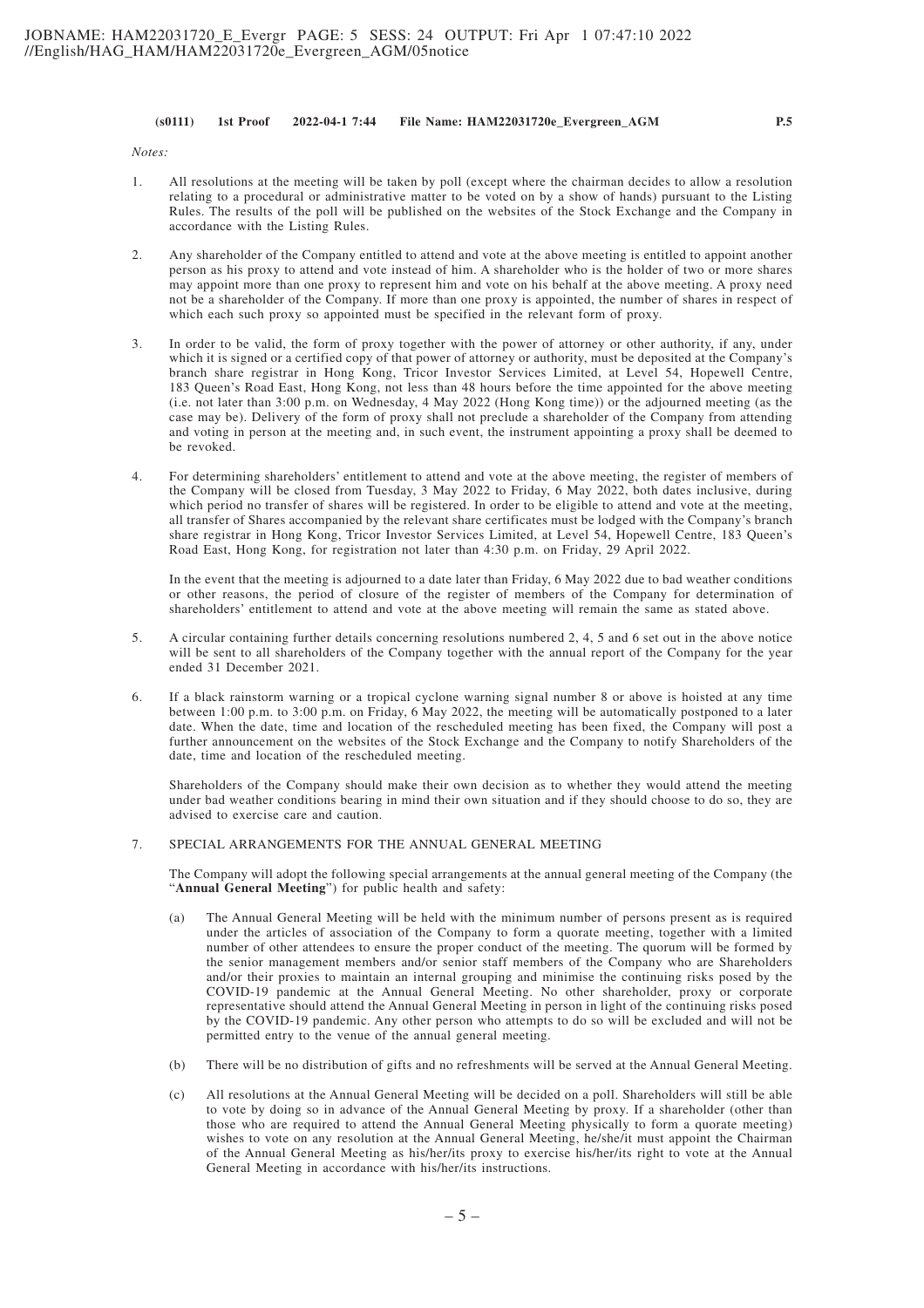*Notes:*

1. All resolutions at the meeting will be taken by poll (except where the chairman decides to allow a resolution relating to a procedural or administrative matter to be voted on by a show of hands) pursuant to the Listing Rules. The results of the poll will be published on the websites of the Stock Exchange and the Company in accordance with the Listing Rules.

2. Any shareholder of the Company entitled to attend and vote at the above meeting is entitled to appoint another person as his proxy to attend and vote instead of him. A shareholder who is the holder of two or more shares may appoint more than one proxy to represent him and vote on his behalf at the above meeting. A proxy need not be a shareholder of the Company. If more than one proxy is appointed, the number of shares in respect of which each such proxy so appointed must be specified in the relevant form of proxy.

3. In order to be valid, the form of proxy together with the power of attorney or other authority, if any, under which it is signed or a certified copy of that power of attorney or authority, must be deposited at the Company's branch share registrar in Hong Kong, Tricor Investor Services Limited, at Level 54, Hopewell Centre, 183 Queen's Road East, Hong Kong, not less than 48 hours before the time appointed for the above meeting (i.e. not later than 3:00 p.m. on Wednesday, 4 May 2022 (Hong Kong time)) or the adjourned meeting (as the case may be). Delivery of the form of proxy shall not preclude a shareholder of the Company from attending and voting in person at the meeting and, in such event, the instrument appointing a proxy shall be deemed to be revoked.

4. For determining shareholders' entitlement to attend and vote at the above meeting, the register of members of the Company will be closed from Tuesday, 3 May 2022 to Friday, 6 May 2022, both dates inclusive, during which period no transfer of shares will be registered. In order to be eligible to attend and vote at the meeting, all transfer of Shares accompanied by the relevant share certificates must be lodged with the Company's branch share registrar in Hong Kong, Tricor Investor Services Limited, at Level 54, Hopewell Centre, 183 Queen's Road East, Hong Kong, for registration not later than 4:30 p.m. on Friday, 29 April 2022.

   In the event that the meeting is adjourned to a date later than Friday, 6 May 2022 due to bad weather conditions or other reasons, the period of closure of the register of members of the Company for determination of shareholders' entitlement to attend and vote at the above meeting will remain the same as stated above.

5. A circular containing further details concerning resolutions numbered 2, 4, 5 and 6 set out in the above notice will be sent to all shareholders of the Company together with the annual report of the Company for the year ended 31 December 2021.

6. If a black rainstorm warning or a tropical cyclone warning signal number 8 or above is hoisted at any time between 1:00 p.m. to 3:00 p.m. on Friday, 6 May 2022, the meeting will be automatically postponed to a later date. When the date, time and location of the rescheduled meeting has been fixed, the Company will post a further announcement on the websites of the Stock Exchange and the Company to notify Shareholders of the date, time and location of the rescheduled meeting.

   Shareholders of the Company should make their own decision as to whether they would attend the meeting under bad weather conditions bearing in mind their own situation and if they should choose to do so, they are advised to exercise care and caution.

7. SPECIAL ARRANGEMENTS FOR THE ANNUAL GENERAL MEETING

   The Company will adopt the following special arrangements at the annual general meeting of the Company (the "**Annual General Meeting**") for public health and safety:

   (a) The Annual General Meeting will be held with the minimum number of persons present as is required under the articles of association of the Company to form a quorate meeting, together with a limited number of other attendees to ensure the proper conduct of the meeting. The quorum will be formed by the senior management members and/or senior staff members of the Company who are Shareholders and/or their proxies to maintain an internal grouping and minimise the continuing risks posed by the COVID-19 pandemic at the Annual General Meeting. No other shareholder, proxy or corporate representative should attend the Annual General Meeting in person in light of the continuing risks posed by the COVID-19 pandemic. Any other person who attempts to do so will be excluded and will not be permitted entry to the venue of the annual general meeting.

   (b) There will be no distribution of gifts and no refreshments will be served at the Annual General Meeting.

   (c) All resolutions at the Annual General Meeting will be decided on a poll. Shareholders will still be able to vote by doing so in advance of the Annual General Meeting by proxy. If a shareholder (other than those who are required to attend the Annual General Meeting physically to form a quorate meeting) wishes to vote on any resolution at the Annual General Meeting, he/she/it must appoint the Chairman of the Annual General Meeting as his/her/its proxy to exercise his/her/its right to vote at the Annual General Meeting in accordance with his/her/its instructions.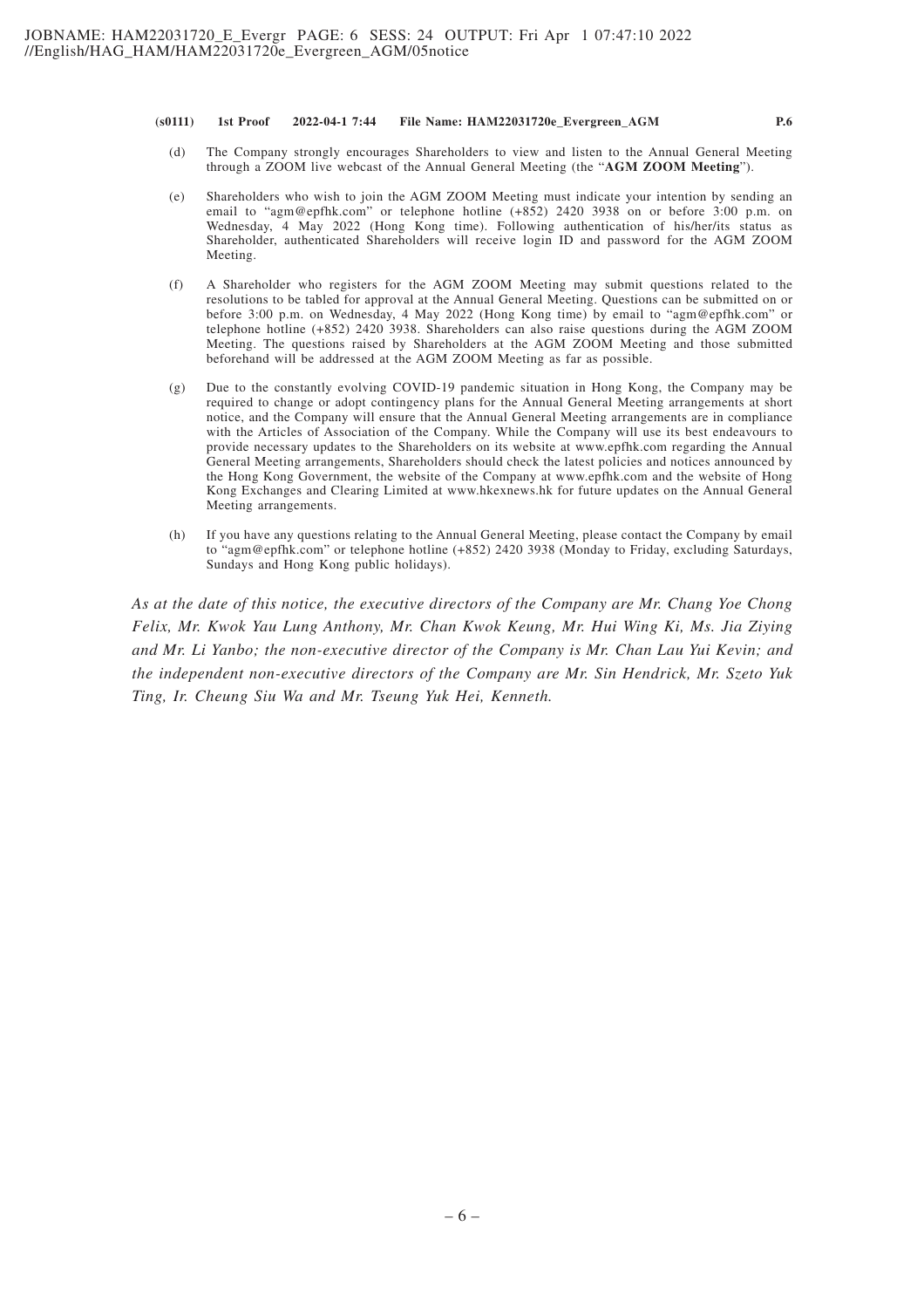(d) The Company strongly encourages Shareholders to view and listen to the Annual General Meeting through a ZOOM live webcast of the Annual General Meeting (the "**AGM ZOOM Meeting**").

(e) Shareholders who wish to join the AGM ZOOM Meeting must indicate your intention by sending an email to "agm@epfhk.com" or telephone hotline (+852) 2420 3938 on or before 3:00 p.m. on Wednesday, 4 May 2022 (Hong Kong time). Following authentication of his/her/its status as Shareholder, authenticated Shareholders will receive login ID and password for the AGM ZOOM Meeting.

(f) A Shareholder who registers for the AGM ZOOM Meeting may submit questions related to the resolutions to be tabled for approval at the Annual General Meeting. Questions can be submitted on or before 3:00 p.m. on Wednesday, 4 May 2022 (Hong Kong time) by email to "agm@epfhk.com" or telephone hotline (+852) 2420 3938. Shareholders can also raise questions during the AGM ZOOM Meeting. The questions raised by Shareholders at the AGM ZOOM Meeting and those submitted beforehand will be addressed at the AGM ZOOM Meeting as far as possible.

(g) Due to the constantly evolving COVID-19 pandemic situation in Hong Kong, the Company may be required to change or adopt contingency plans for the Annual General Meeting arrangements at short notice, and the Company will ensure that the Annual General Meeting arrangements are in compliance with the Articles of Association of the Company. While the Company will use its best endeavours to provide necessary updates to the Shareholders on its website at www.epfhk.com regarding the Annual General Meeting arrangements, Shareholders should check the latest policies and notices announced by the Hong Kong Government, the website of the Company at www.epfhk.com and the website of Hong Kong Exchanges and Clearing Limited at www.hkexnews.hk for future updates on the Annual General Meeting arrangements.

(h) If you have any questions relating to the Annual General Meeting, please contact the Company by email to "agm@epfhk.com" or telephone hotline (+852) 2420 3938 (Monday to Friday, excluding Saturdays, Sundays and Hong Kong public holidays).

*As at the date of this notice, the executive directors of the Company are Mr. Chang Yoe Chong Felix, Mr. Kwok Yau Lung Anthony, Mr. Chan Kwok Keung, Mr. Hui Wing Ki, Ms. Jia Ziying and Mr. Li Yanbo; the non-executive director of the Company is Mr. Chan Lau Yui Kevin; and the independent non-executive directors of the Company are Mr. Sin Hendrick, Mr. Szeto Yuk Ting, Ir. Cheung Siu Wa and Mr. Tseung Yuk Hei, Kenneth.*